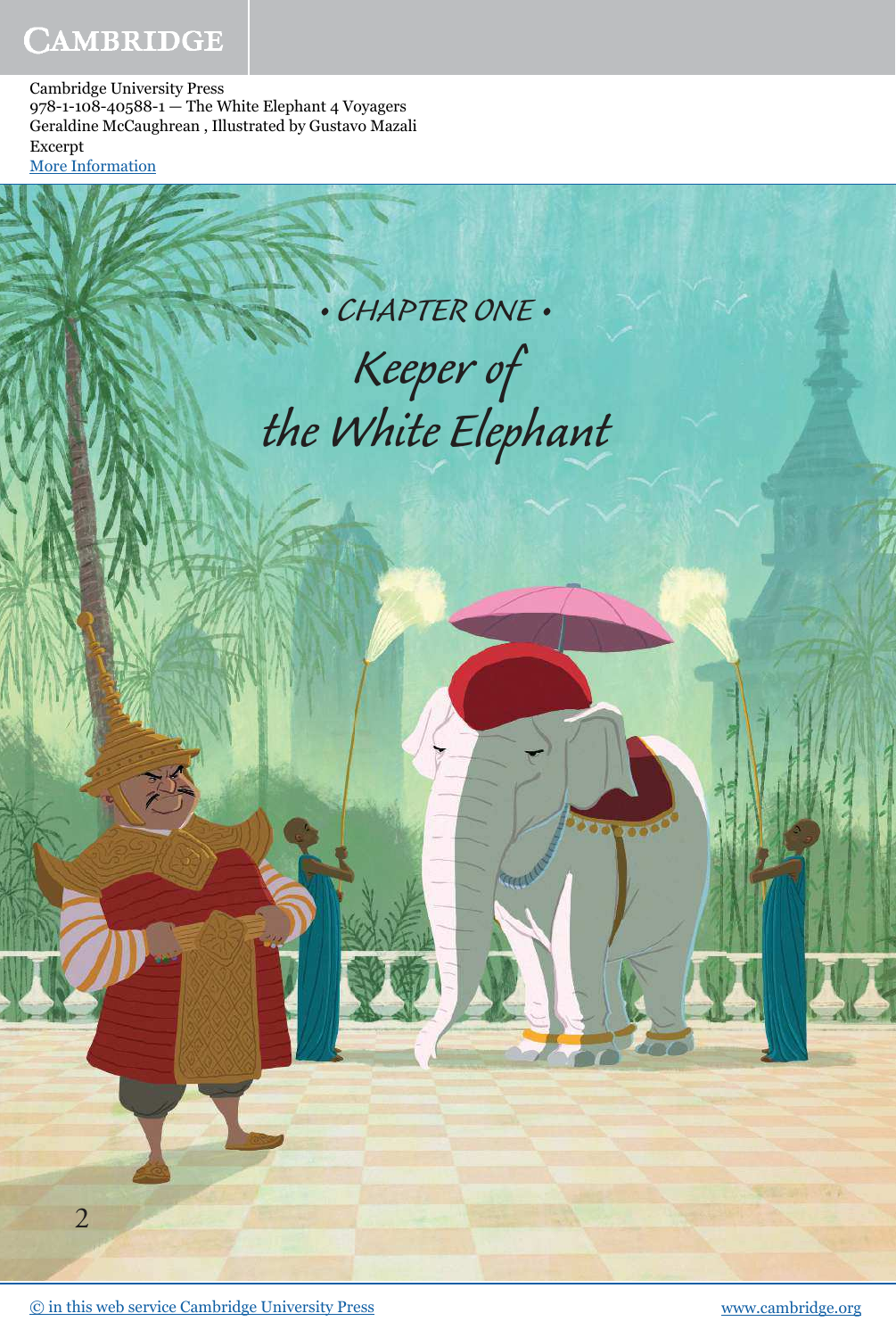Cambridge University Press
978-1-108-40588-1 — The White Elephant 4 Voyagers
Geraldine McCaughrean , Illustrated by Gustavo Mazali
Excerpt
[More Information](#)

• CHAPTER ONE •

# Keeper of the White Elephant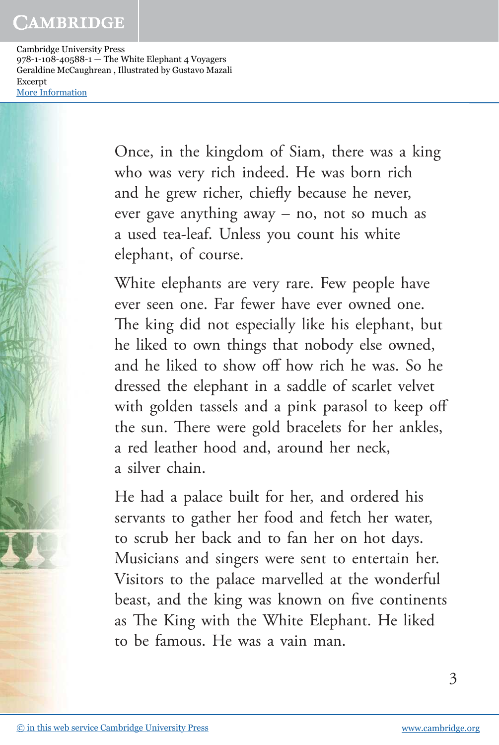Once, in the kingdom of Siam, there was a king who was very rich indeed. He was born rich and he grew richer, chiefly because he never, ever gave anything away – no, not so much as a used tea-leaf. Unless you count his white elephant, of course.

White elephants are very rare. Few people have ever seen one. Far fewer have ever owned one. The king did not especially like his elephant, but he liked to own things that nobody else owned, and he liked to show off how rich he was. So he dressed the elephant in a saddle of scarlet velvet with golden tassels and a pink parasol to keep off the sun. There were gold bracelets for her ankles, a red leather hood and, around her neck, a silver chain.

He had a palace built for her, and ordered his servants to gather her food and fetch her water, to scrub her back and to fan her on hot days. Musicians and singers were sent to entertain her. Visitors to the palace marvelled at the wonderful beast, and the king was known on five continents as The King with the White Elephant. He liked to be famous. He was a vain man.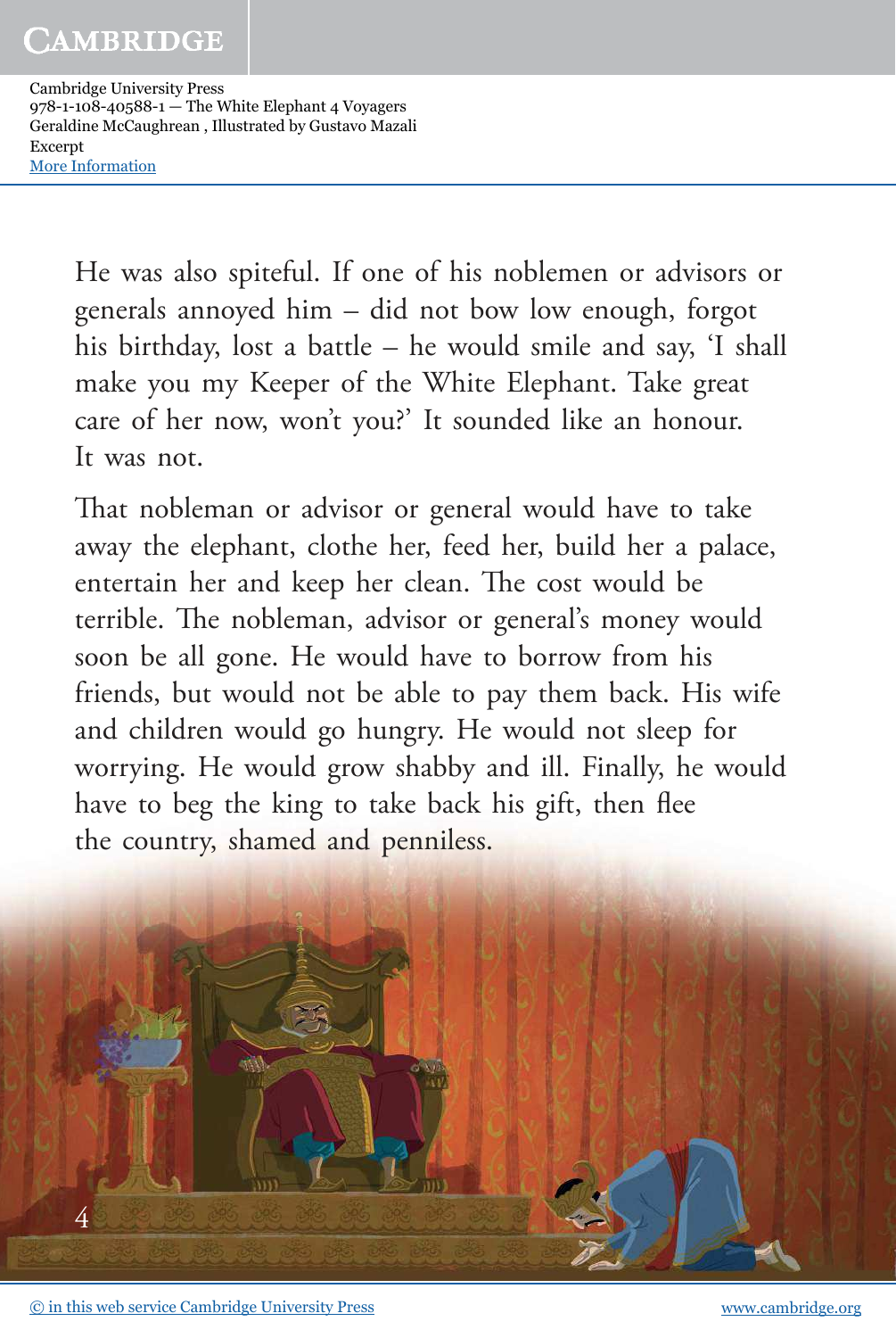He was also spiteful. If one of his noblemen or advisors or generals annoyed him – did not bow low enough, forgot his birthday, lost a battle – he would smile and say, 'I shall make you my Keeper of the White Elephant. Take great care of her now, won't you?' It sounded like an honour. It was not.

That nobleman or advisor or general would have to take away the elephant, clothe her, feed her, build her a palace, entertain her and keep her clean. The cost would be terrible. The nobleman, advisor or general's money would soon be all gone. He would have to borrow from his friends, but would not be able to pay them back. His wife and children would go hungry. He would not sleep for worrying. He would grow shabby and ill. Finally, he would have to beg the king to take back his gift, then flee the country, shamed and penniless.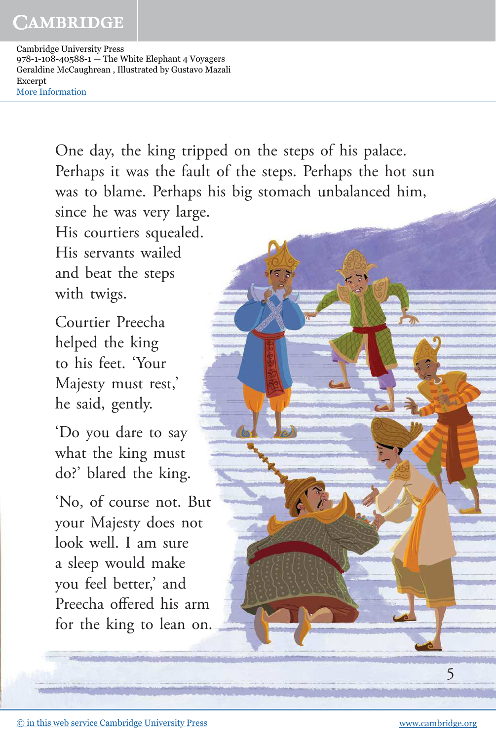One day, the king tripped on the steps of his palace. Perhaps it was the fault of the steps. Perhaps the hot sun was to blame. Perhaps his big stomach unbalanced him, since he was very large.

His courtiers squealed. His servants wailed and beat the steps with twigs.

Courtier Preecha helped the king to his feet. 'Your Majesty must rest,' he said, gently.

'Do you dare to say what the king must do?' blared the king.

'No, of course not. But your Majesty does not look well. I am sure a sleep would make you feel better,' and Preecha offered his arm for the king to lean on.